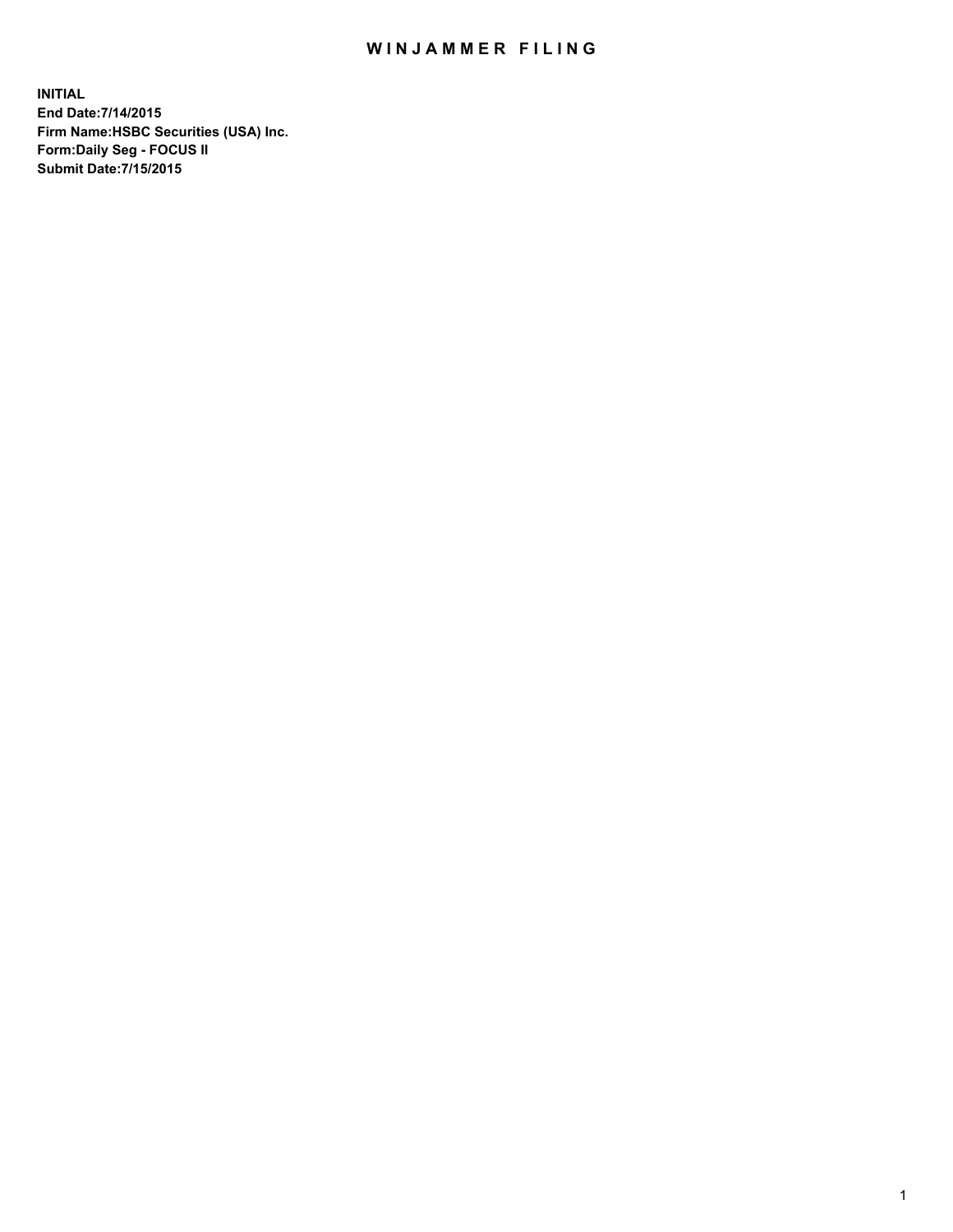# WINJAMMER FILING

**INITIAL**
**End Date:7/14/2015**
**Firm Name:HSBC Securities (USA) Inc.**
**Form:Daily Seg - FOCUS II**
**Submit Date:7/15/2015**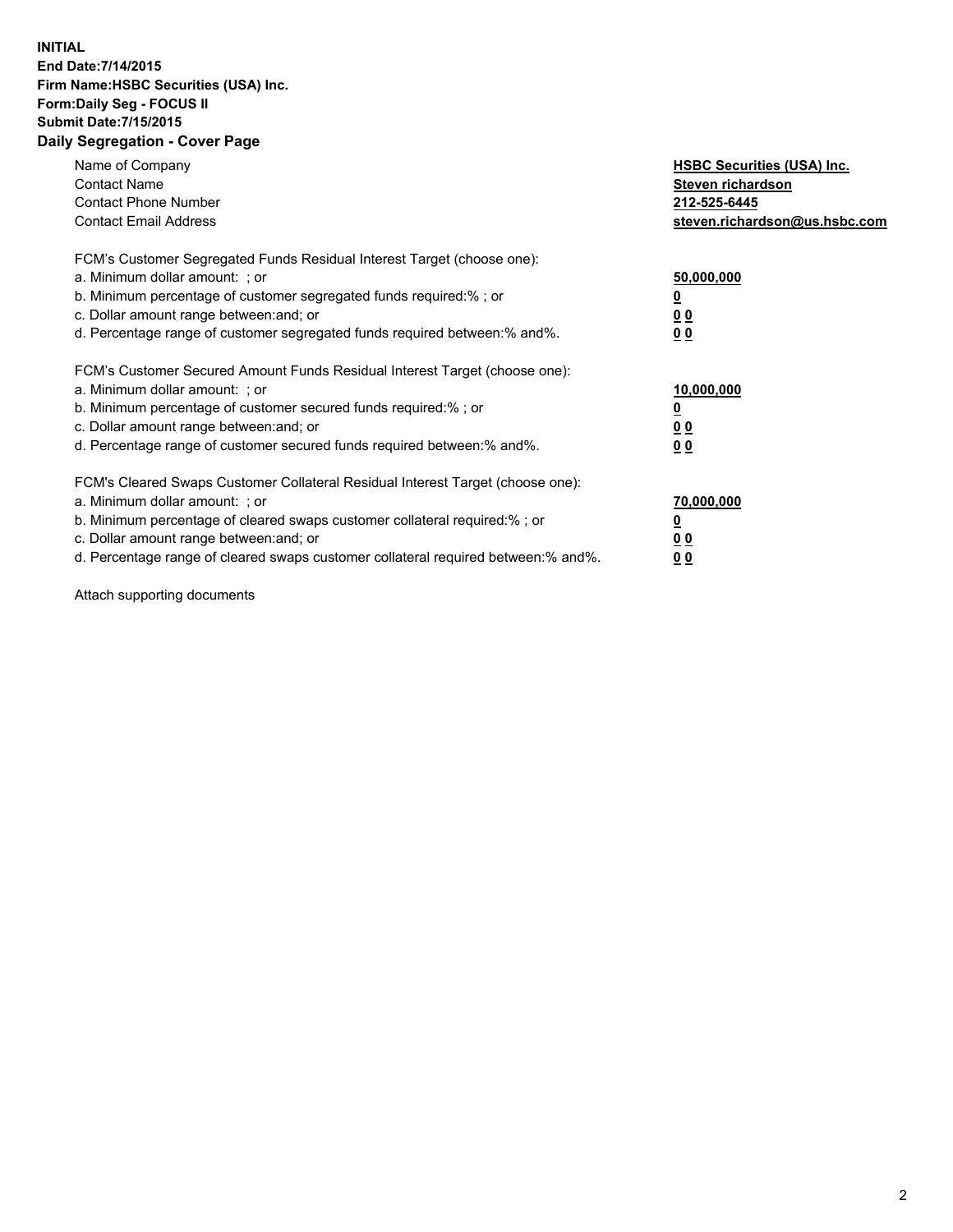**INITIAL**
**End Date:7/14/2015**
**Firm Name:HSBC Securities (USA) Inc.**
**Form:Daily Seg - FOCUS II**
**Submit Date:7/15/2015**

## Daily Segregation - Cover Page

| | |
|---|---|
| Name of Company | **HSBC Securities (USA) Inc.** |
| Contact Name | **Steven richardson** |
| Contact Phone Number | **212-525-6445** |
| Contact Email Address | **steven.richardson@us.hsbc.com** |

FCM's Customer Segregated Funds Residual Interest Target (choose one):

| | |
|---|---|
| a. Minimum dollar amount: ; or | **50,000,000** |
| b. Minimum percentage of customer segregated funds required:% ; or | **0** |
| c. Dollar amount range between:and; or | **0 0** |
| d. Percentage range of customer segregated funds required between:% and%. | **0 0** |

FCM's Customer Secured Amount Funds Residual Interest Target (choose one):

| | |
|---|---|
| a. Minimum dollar amount: ; or | **10,000,000** |
| b. Minimum percentage of customer secured funds required:% ; or | **0** |
| c. Dollar amount range between:and; or | **0 0** |
| d. Percentage range of customer secured funds required between:% and%. | **0 0** |

FCM's Cleared Swaps Customer Collateral Residual Interest Target (choose one):

| | |
|---|---|
| a. Minimum dollar amount: ; or | **70,000,000** |
| b. Minimum percentage of cleared swaps customer collateral required:% ; or | **0** |
| c. Dollar amount range between:and; or | **0 0** |
| d. Percentage range of cleared swaps customer collateral required between:% and%. | **0 0** |

Attach supporting documents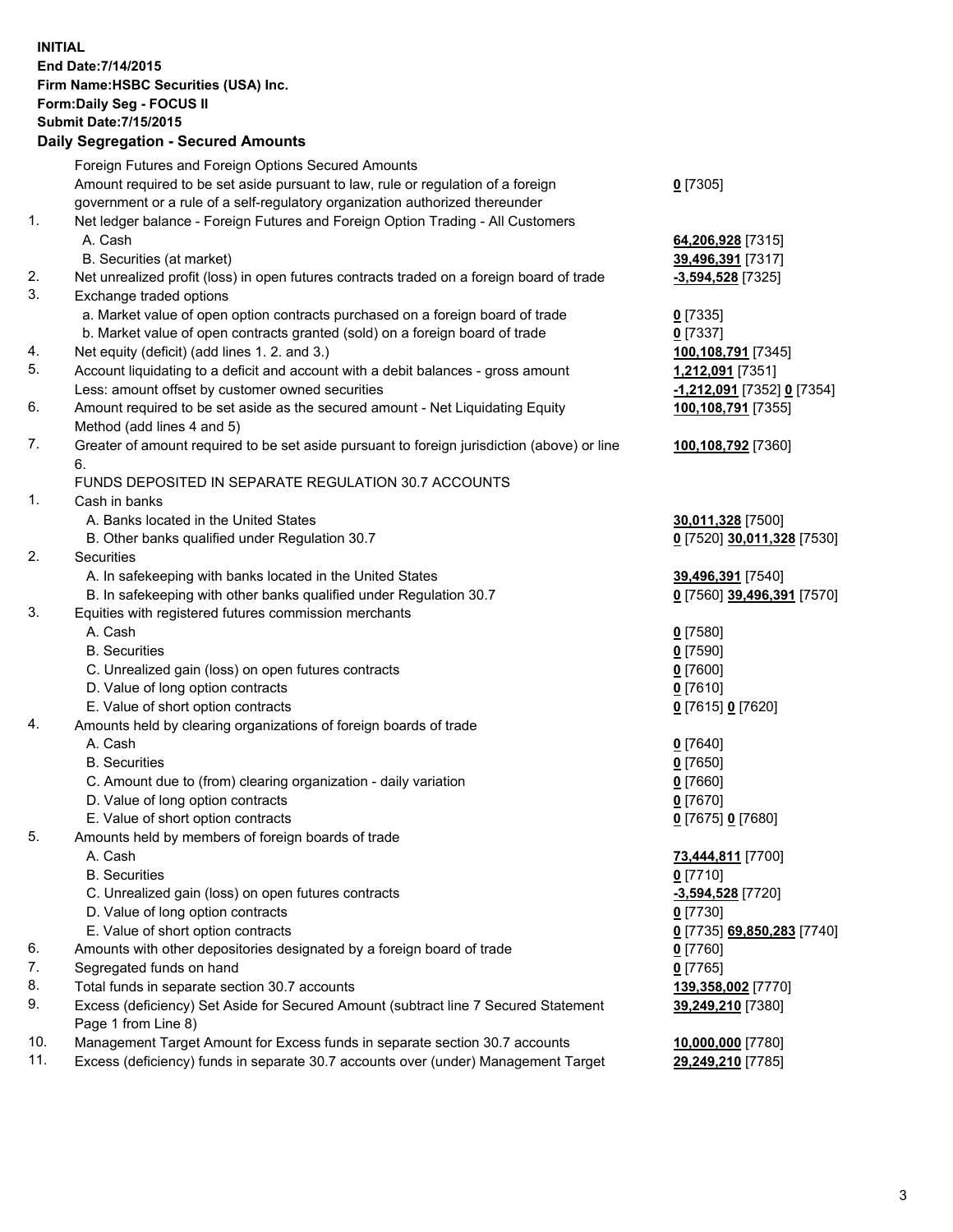**INITIAL**
**End Date:7/14/2015**
**Firm Name:HSBC Securities (USA) Inc.**
**Form:Daily Seg - FOCUS II**
**Submit Date:7/15/2015**

## Daily Segregation - Secured Amounts

| | | |
|---|---|---|
| | Foreign Futures and Foreign Options Secured Amounts | |
| | Amount required to be set aside pursuant to law, rule or regulation of a foreign government or a rule of a self-regulatory organization authorized thereunder | **0** [7305] |
| 1. | Net ledger balance - Foreign Futures and Foreign Option Trading - All Customers | |
| | A. Cash | **64,206,928** [7315] |
| | B. Securities (at market) | **39,496,391** [7317] |
| 2. | Net unrealized profit (loss) in open futures contracts traded on a foreign board of trade | **-3,594,528** [7325] |
| 3. | Exchange traded options | |
| | a. Market value of open option contracts purchased on a foreign board of trade | **0** [7335] |
| | b. Market value of open contracts granted (sold) on a foreign board of trade | **0** [7337] |
| 4. | Net equity (deficit) (add lines 1. 2. and 3.) | **100,108,791** [7345] |
| 5. | Account liquidating to a deficit and account with a debit balances - gross amount | **1,212,091** [7351] |
| | Less: amount offset by customer owned securities | **-1,212,091** [7352] **0** [7354] |
| 6. | Amount required to be set aside as the secured amount - Net Liquidating Equity Method (add lines 4 and 5) | **100,108,791** [7355] |
| 7. | Greater of amount required to be set aside pursuant to foreign jurisdiction (above) or line 6. | **100,108,792** [7360] |
| | FUNDS DEPOSITED IN SEPARATE REGULATION 30.7 ACCOUNTS | |
| 1. | Cash in banks | |
| | A. Banks located in the United States | **30,011,328** [7500] |
| | B. Other banks qualified under Regulation 30.7 | **0** [7520] **30,011,328** [7530] |
| 2. | Securities | |
| | A. In safekeeping with banks located in the United States | **39,496,391** [7540] |
| | B. In safekeeping with other banks qualified under Regulation 30.7 | **0** [7560] **39,496,391** [7570] |
| 3. | Equities with registered futures commission merchants | |
| | A. Cash | **0** [7580] |
| | B. Securities | **0** [7590] |
| | C. Unrealized gain (loss) on open futures contracts | **0** [7600] |
| | D. Value of long option contracts | **0** [7610] |
| | E. Value of short option contracts | **0** [7615] **0** [7620] |
| 4. | Amounts held by clearing organizations of foreign boards of trade | |
| | A. Cash | **0** [7640] |
| | B. Securities | **0** [7650] |
| | C. Amount due to (from) clearing organization - daily variation | **0** [7660] |
| | D. Value of long option contracts | **0** [7670] |
| | E. Value of short option contracts | **0** [7675] **0** [7680] |
| 5. | Amounts held by members of foreign boards of trade | |
| | A. Cash | **73,444,811** [7700] |
| | B. Securities | **0** [7710] |
| | C. Unrealized gain (loss) on open futures contracts | **-3,594,528** [7720] |
| | D. Value of long option contracts | **0** [7730] |
| | E. Value of short option contracts | **0** [7735] **69,850,283** [7740] |
| 6. | Amounts with other depositories designated by a foreign board of trade | **0** [7760] |
| 7. | Segregated funds on hand | **0** [7765] |
| 8. | Total funds in separate section 30.7 accounts | **139,358,002** [7770] |
| 9. | Excess (deficiency) Set Aside for Secured Amount (subtract line 7 Secured Statement Page 1 from Line 8) | **39,249,210** [7380] |
| 10. | Management Target Amount for Excess funds in separate section 30.7 accounts | **10,000,000** [7780] |
| 11. | Excess (deficiency) funds in separate 30.7 accounts over (under) Management Target | **29,249,210** [7785] |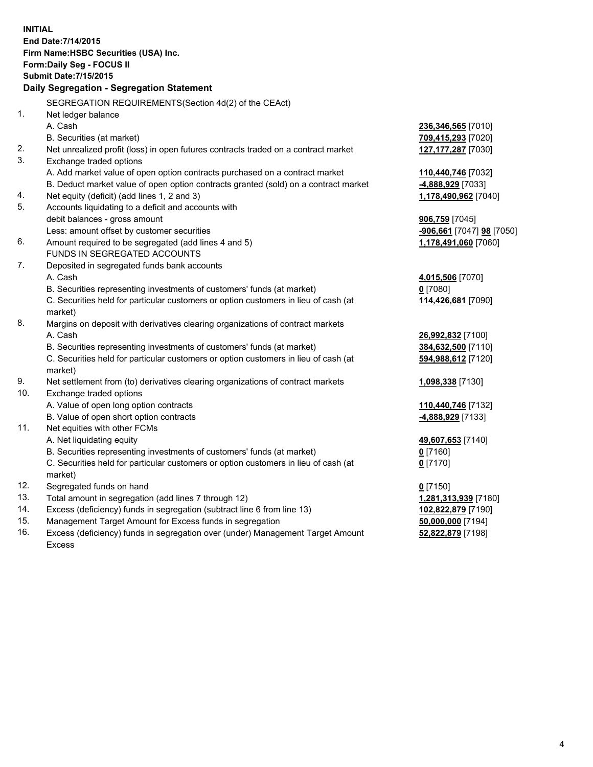**INITIAL**
**End Date:7/14/2015**
**Firm Name:HSBC Securities (USA) Inc.**
**Form:Daily Seg - FOCUS II**
**Submit Date:7/15/2015**

## Daily Segregation - Segregation Statement

SEGREGATION REQUIREMENTS(Section 4d(2) of the CEAct)

| | | |
|---|---|---|
| 1. | Net ledger balance | |
| | A. Cash | **236,346,565** [7010] |
| | B. Securities (at market) | **709,415,293** [7020] |
| 2. | Net unrealized profit (loss) in open futures contracts traded on a contract market | **127,177,287** [7030] |
| 3. | Exchange traded options | |
| | A. Add market value of open option contracts purchased on a contract market | **110,440,746** [7032] |
| | B. Deduct market value of open option contracts granted (sold) on a contract market | **-4,888,929** [7033] |
| 4. | Net equity (deficit) (add lines 1, 2 and 3) | **1,178,490,962** [7040] |
| 5. | Accounts liquidating to a deficit and accounts with debit balances - gross amount | **906,759** [7045] |
| | Less: amount offset by customer securities | **-906,661** [7047] **98** [7050] |
| 6. | Amount required to be segregated (add lines 4 and 5) | **1,178,491,060** [7060] |
| | FUNDS IN SEGREGATED ACCOUNTS | |
| 7. | Deposited in segregated funds bank accounts | |
| | A. Cash | **4,015,506** [7070] |
| | B. Securities representing investments of customers' funds (at market) | **0** [7080] |
| | C. Securities held for particular customers or option customers in lieu of cash (at market) | **114,426,681** [7090] |
| 8. | Margins on deposit with derivatives clearing organizations of contract markets | |
| | A. Cash | **26,992,832** [7100] |
| | B. Securities representing investments of customers' funds (at market) | **384,632,500** [7110] |
| | C. Securities held for particular customers or option customers in lieu of cash (at market) | **594,988,612** [7120] |
| 9. | Net settlement from (to) derivatives clearing organizations of contract markets | **1,098,338** [7130] |
| 10. | Exchange traded options | |
| | A. Value of open long option contracts | **110,440,746** [7132] |
| | B. Value of open short option contracts | **-4,888,929** [7133] |
| 11. | Net equities with other FCMs | |
| | A. Net liquidating equity | **49,607,653** [7140] |
| | B. Securities representing investments of customers' funds (at market) | **0** [7160] |
| | C. Securities held for particular customers or option customers in lieu of cash (at market) | **0** [7170] |
| 12. | Segregated funds on hand | **0** [7150] |
| 13. | Total amount in segregation (add lines 7 through 12) | **1,281,313,939** [7180] |
| 14. | Excess (deficiency) funds in segregation (subtract line 6 from line 13) | **102,822,879** [7190] |
| 15. | Management Target Amount for Excess funds in segregation | **50,000,000** [7194] |
| 16. | Excess (deficiency) funds in segregation over (under) Management Target Amount Excess | **52,822,879** [7198] |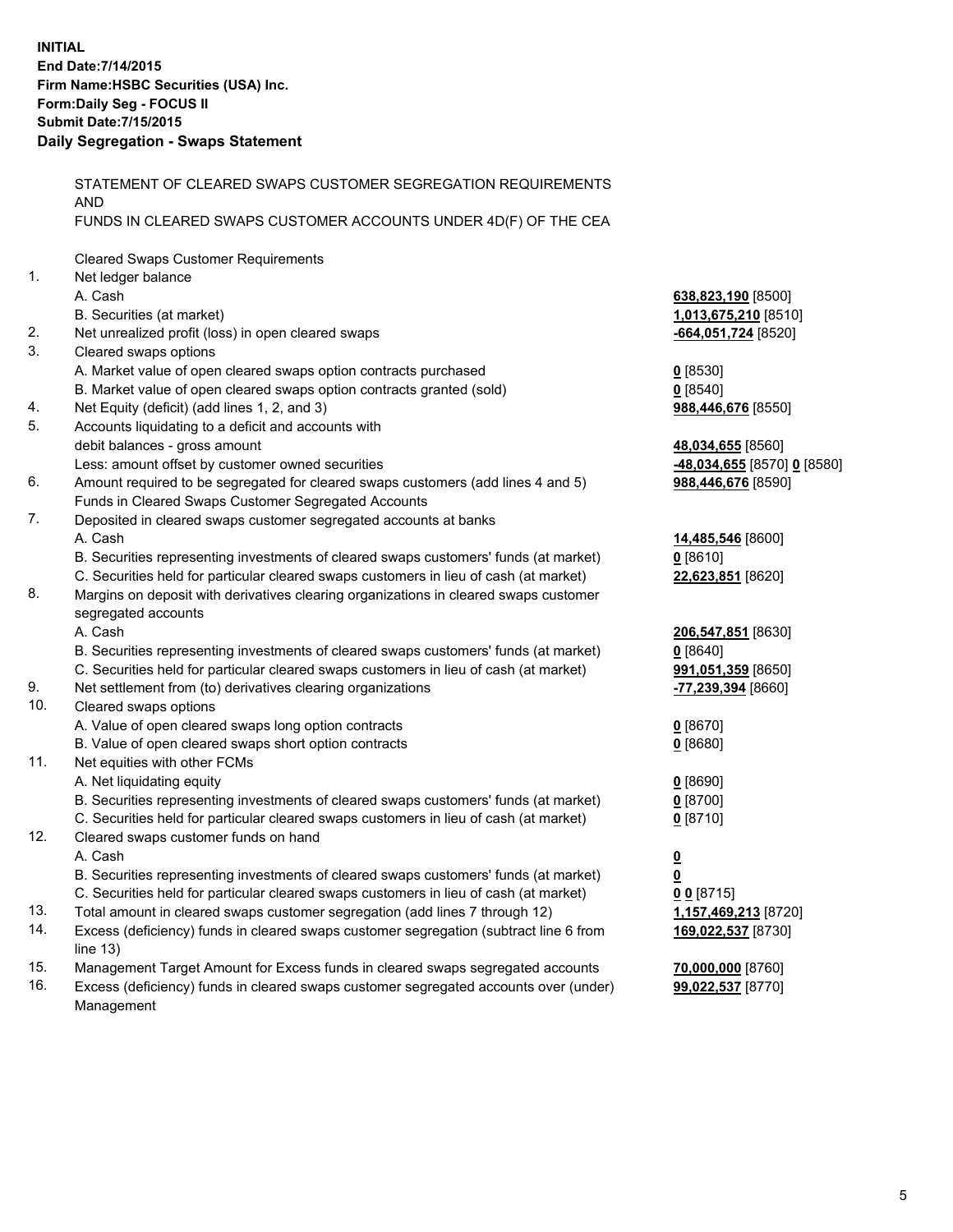**INITIAL**
**End Date:7/14/2015**
**Firm Name:HSBC Securities (USA) Inc.**
**Form:Daily Seg - FOCUS II**
**Submit Date:7/15/2015**
**Daily Segregation - Swaps Statement**

STATEMENT OF CLEARED SWAPS CUSTOMER SEGREGATION REQUIREMENTS AND FUNDS IN CLEARED SWAPS CUSTOMER ACCOUNTS UNDER 4D(F) OF THE CEA

| | | |
|---|---|---|
| | Cleared Swaps Customer Requirements | |
| 1. | Net ledger balance | |
| | A. Cash | 638,823,190 [8500] |
| | B. Securities (at market) | 1,013,675,210 [8510] |
| 2. | Net unrealized profit (loss) in open cleared swaps | -664,051,724 [8520] |
| 3. | Cleared swaps options | |
| | A. Market value of open cleared swaps option contracts purchased | 0 [8530] |
| | B. Market value of open cleared swaps option contracts granted (sold) | 0 [8540] |
| 4. | Net Equity (deficit) (add lines 1, 2, and 3) | 988,446,676 [8550] |
| 5. | Accounts liquidating to a deficit and accounts with debit balances - gross amount | 48,034,655 [8560] |
| | Less: amount offset by customer owned securities | -48,034,655 [8570] 0 [8580] |
| 6. | Amount required to be segregated for cleared swaps customers (add lines 4 and 5) | 988,446,676 [8590] |
| | Funds in Cleared Swaps Customer Segregated Accounts | |
| 7. | Deposited in cleared swaps customer segregated accounts at banks | |
| | A. Cash | 14,485,546 [8600] |
| | B. Securities representing investments of cleared swaps customers' funds (at market) | 0 [8610] |
| | C. Securities held for particular cleared swaps customers in lieu of cash (at market) | 22,623,851 [8620] |
| 8. | Margins on deposit with derivatives clearing organizations in cleared swaps customer segregated accounts | |
| | A. Cash | 206,547,851 [8630] |
| | B. Securities representing investments of cleared swaps customers' funds (at market) | 0 [8640] |
| | C. Securities held for particular cleared swaps customers in lieu of cash (at market) | 991,051,359 [8650] |
| 9. | Net settlement from (to) derivatives clearing organizations | -77,239,394 [8660] |
| 10. | Cleared swaps options | |
| | A. Value of open cleared swaps long option contracts | 0 [8670] |
| | B. Value of open cleared swaps short option contracts | 0 [8680] |
| 11. | Net equities with other FCMs | |
| | A. Net liquidating equity | 0 [8690] |
| | B. Securities representing investments of cleared swaps customers' funds (at market) | 0 [8700] |
| | C. Securities held for particular cleared swaps customers in lieu of cash (at market) | 0 [8710] |
| 12. | Cleared swaps customer funds on hand | |
| | A. Cash | 0 |
| | B. Securities representing investments of cleared swaps customers' funds (at market) | 0 |
| | C. Securities held for particular cleared swaps customers in lieu of cash (at market) | 0 0 [8715] |
| 13. | Total amount in cleared swaps customer segregation (add lines 7 through 12) | 1,157,469,213 [8720] |
| 14. | Excess (deficiency) funds in cleared swaps customer segregation (subtract line 6 from line 13) | 169,022,537 [8730] |
| 15. | Management Target Amount for Excess funds in cleared swaps segregated accounts | 70,000,000 [8760] |
| 16. | Excess (deficiency) funds in cleared swaps customer segregated accounts over (under) Management | 99,022,537 [8770] |